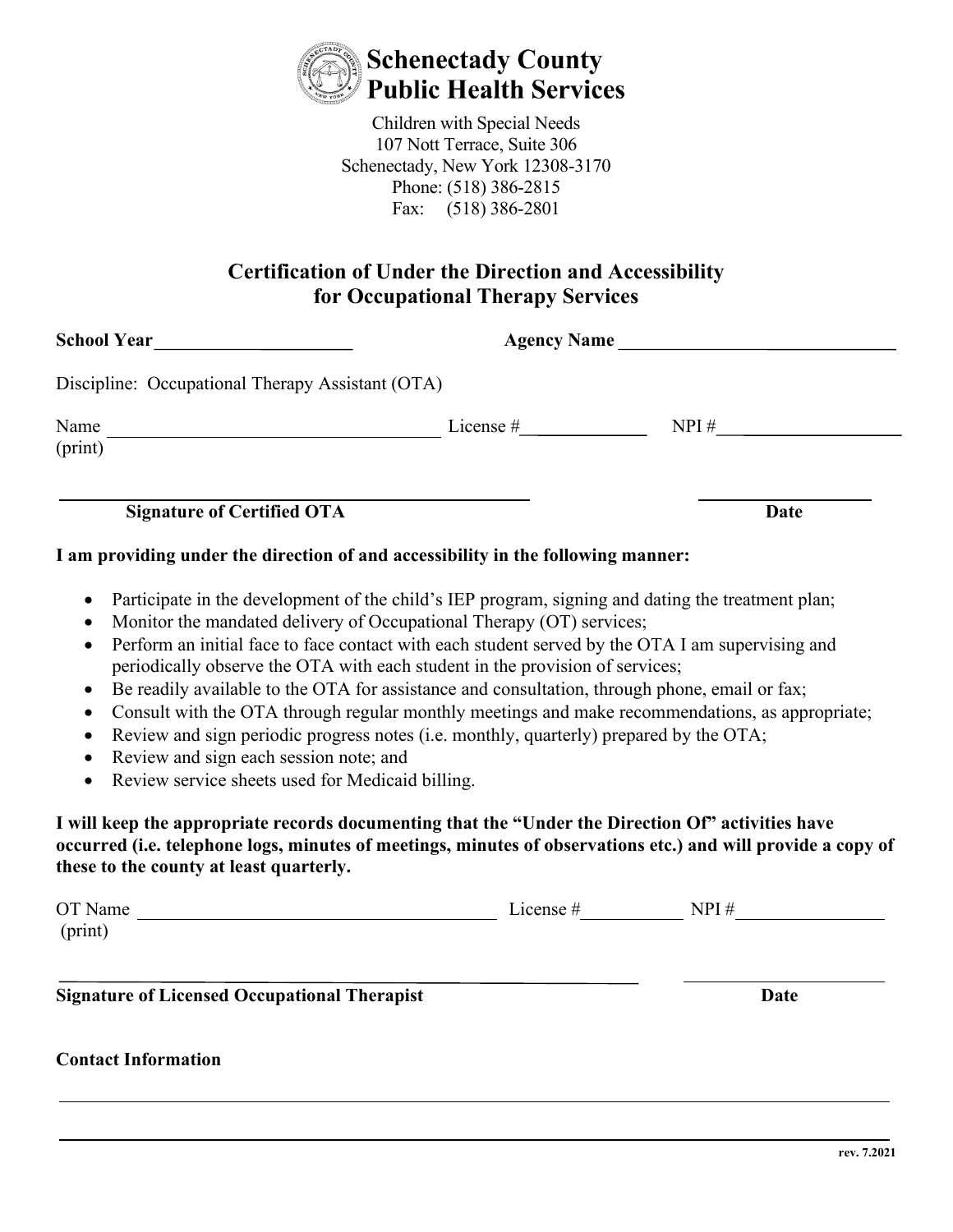# Schenectady County Public Health Services

Children with Special Needs
107 Nott Terrace, Suite 306
Schenectady, New York 12308-3170
Phone: (518) 386-2815
Fax: (518) 386-2801

## Certification of Under the Direction and Accessibility for Occupational Therapy Services

**School Year**\_\_\_\_\_\_\_\_\_\_\_\_\_\_\_\_\_\_\_\_\_\_ **Agency Name** \_\_\_\_\_\_\_\_\_\_\_\_\_\_\_\_\_\_\_\_\_\_\_\_\_\_\_\_\_\_\_

Discipline: Occupational Therapy Assistant (OTA)

Name (print) \_\_\_\_\_\_\_\_\_\_\_\_\_\_\_\_\_\_\_\_\_\_\_\_\_\_\_\_\_\_\_\_\_\_\_\_ License #\_\_\_\_\_\_\_\_\_\_\_\_\_ NPI #\_\_\_\_\_\_\_\_\_\_\_\_\_\_\_\_\_\_\_\_

\_\_\_\_\_\_\_\_\_\_\_\_\_\_\_\_\_\_\_\_\_\_\_\_\_\_\_\_\_\_\_\_\_\_\_\_\_\_\_\_\_\_\_\_\_\_\_\_ \_\_\_\_\_\_\_\_\_\_\_\_\_\_\_\_\_\_\_\_

**Signature of Certified OTA** **Date**

**I am providing under the direction of and accessibility in the following manner:**

- Participate in the development of the child's IEP program, signing and dating the treatment plan;
- Monitor the mandated delivery of Occupational Therapy (OT) services;
- Perform an initial face to face contact with each student served by the OTA I am supervising and periodically observe the OTA with each student in the provision of services;
- Be readily available to the OTA for assistance and consultation, through phone, email or fax;
- Consult with the OTA through regular monthly meetings and make recommendations, as appropriate;
- Review and sign periodic progress notes (i.e. monthly, quarterly) prepared by the OTA;
- Review and sign each session note; and
- Review service sheets used for Medicaid billing.

**I will keep the appropriate records documenting that the "Under the Direction Of" activities have occurred (i.e. telephone logs, minutes of meetings, minutes of observations etc.) and will provide a copy of these to the county at least quarterly.**

OT Name (print) \_\_\_\_\_\_\_\_\_\_\_\_\_\_\_\_\_\_\_\_\_\_\_\_\_\_\_\_\_\_\_\_\_\_\_\_\_\_\_\_ License #\_\_\_\_\_\_\_\_\_\_\_ NPI #\_\_\_\_\_\_\_\_\_\_\_\_\_\_\_\_

\_\_\_\_\_\_\_\_\_\_\_\_\_\_\_\_\_\_\_\_\_\_\_\_\_\_\_\_\_\_\_\_\_\_\_\_\_\_\_\_\_\_\_\_\_\_\_\_\_\_\_\_\_\_\_\_ \_\_\_\_\_\_\_\_\_\_\_\_\_\_\_\_\_\_\_\_

**Signature of Licensed Occupational Therapist** **Date**

**Contact Information**

\_\_\_\_\_\_\_\_\_\_\_\_\_\_\_\_\_\_\_\_\_\_\_\_\_\_\_\_\_\_\_\_\_\_\_\_\_\_\_\_\_\_\_\_\_\_\_\_\_\_\_\_\_\_\_\_\_\_\_\_\_\_\_\_\_\_\_\_\_\_\_\_\_\_\_\_\_\_

\_\_\_\_\_\_\_\_\_\_\_\_\_\_\_\_\_\_\_\_\_\_\_\_\_\_\_\_\_\_\_\_\_\_\_\_\_\_\_\_\_\_\_\_\_\_\_\_\_\_\_\_\_\_\_\_\_\_\_\_\_\_\_\_\_\_\_\_\_\_\_\_\_\_\_\_\_\_

rev. 7.2021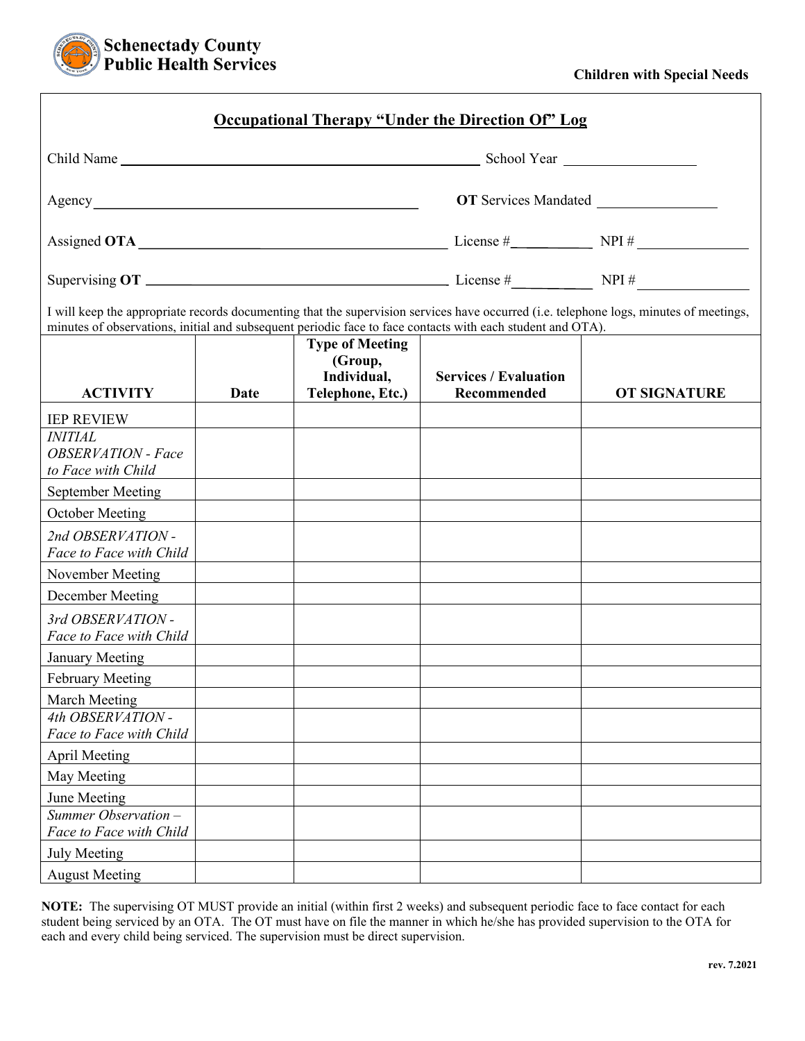Schenectady County Public Health Services

Children with Special Needs

## Occupational Therapy "Under the Direction Of" Log

Child Name ______________________________ School Year ______________

Agency ______________________________ **OT** Services Mandated ______________

Assigned **OTA** ______________________________ License #__________ NPI # ______________

Supervising **OT** ______________________________ License #__________ NPI # ______________

I will keep the appropriate records documenting that the supervision services have occurred (i.e. telephone logs, minutes of meetings, minutes of observations, initial and subsequent periodic face to face contacts with each student and OTA).

| ACTIVITY | Date | Type of Meeting (Group, Individual, Telephone, Etc.) | Services / Evaluation Recommended | OT SIGNATURE |
|---|---|---|---|---|
| IEP REVIEW | | | | |
| *INITIAL OBSERVATION - Face to Face with Child* | | | | |
| September Meeting | | | | |
| October Meeting | | | | |
| *2nd OBSERVATION - Face to Face with Child* | | | | |
| November Meeting | | | | |
| December Meeting | | | | |
| *3rd OBSERVATION - Face to Face with Child* | | | | |
| January Meeting | | | | |
| February Meeting | | | | |
| March Meeting | | | | |
| *4th OBSERVATION - Face to Face with Child* | | | | |
| April Meeting | | | | |
| May Meeting | | | | |
| June Meeting | | | | |
| *Summer Observation – Face to Face with Child* | | | | |
| July Meeting | | | | |
| August Meeting | | | | |

**NOTE:** The supervising OT MUST provide an initial (within first 2 weeks) and subsequent periodic face to face contact for each student being serviced by an OTA. The OT must have on file the manner in which he/she has provided supervision to the OTA for each and every child being serviced. The supervision must be direct supervision.

rev. 7.2021